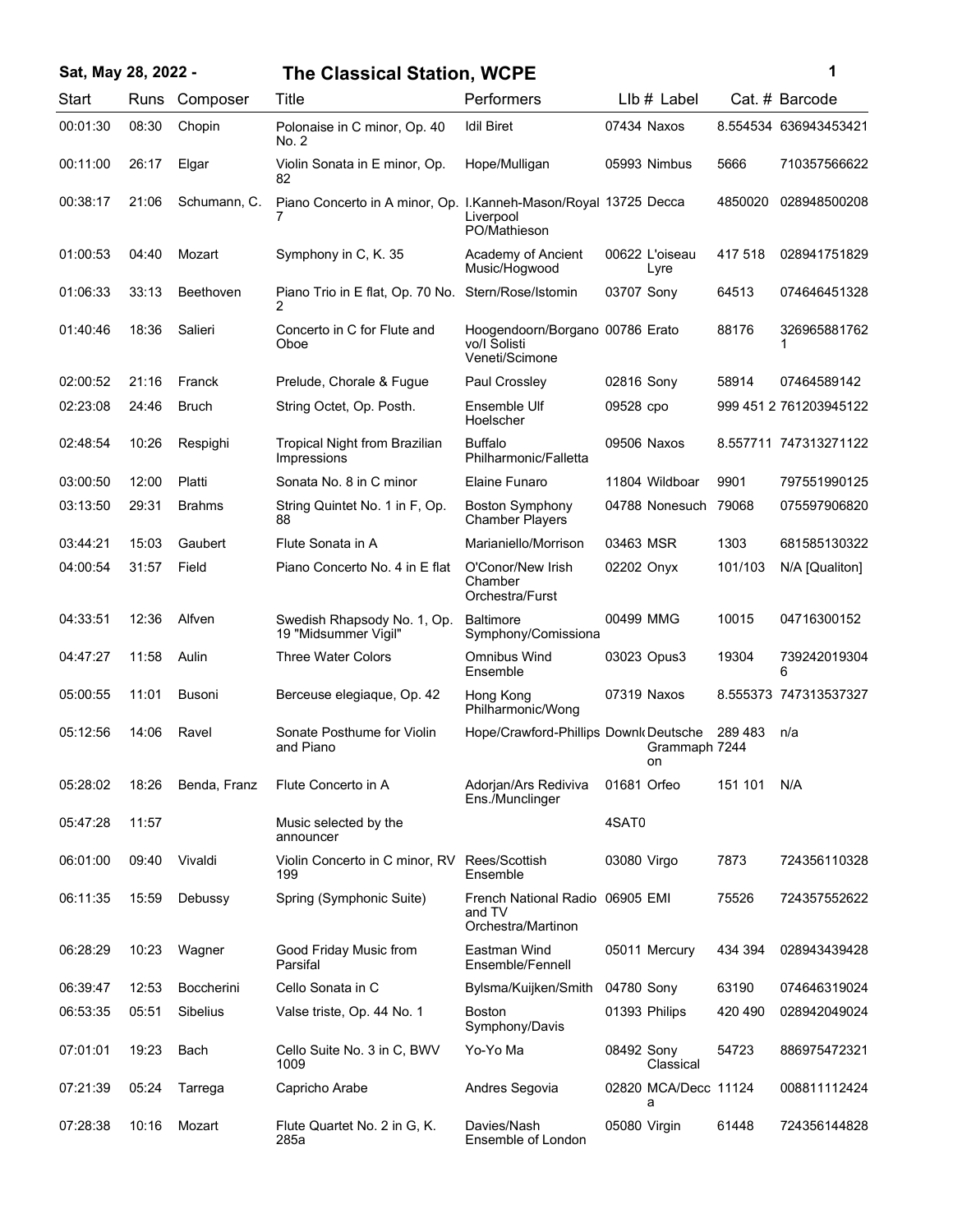# Sat, May 28, 2022 - The Classical Station, WCPE

| Start | Runs | Composer | Title | Performers | Llb # | Label | Cat. # | Barcode |
|---|---|---|---|---|---|---|---|---|
| 00:01:30 | 08:30 | Chopin | Polonaise in C minor, Op. 40 No. 2 | Idil Biret | 07434 | Naxos | 8.554534 | 636943453421 |
| 00:11:00 | 26:17 | Elgar | Violin Sonata in E minor, Op. 82 | Hope/Mulligan | 05993 | Nimbus | 5666 | 710357566622 |
| 00:38:17 | 21:06 | Schumann, C. | Piano Concerto in A minor, Op. 7 | I.Kanneh-Mason/Royal Liverpool PO/Mathieson | 13725 | Decca | 4850020 | 028948500208 |
| 01:00:53 | 04:40 | Mozart | Symphony in C, K. 35 | Academy of Ancient Music/Hogwood | 00622 | L'oiseau Lyre | 417 518 | 028941751829 |
| 01:06:33 | 33:13 | Beethoven | Piano Trio in E flat, Op. 70 No. 2 | Stern/Rose/Istomin | 03707 | Sony | 64513 | 074646451328 |
| 01:40:46 | 18:36 | Salieri | Concerto in C for Flute and Oboe | Hoogendoorn/Borganovo/I Solisti Veneti/Scimone | 00786 | Erato | 88176 | 3269658817621 |
| 02:00:52 | 21:16 | Franck | Prelude, Chorale & Fugue | Paul Crossley | 02816 | Sony | 58914 | 07464589142 |
| 02:23:08 | 24:46 | Bruch | String Octet, Op. Posth. | Ensemble Ulf Hoelscher | 09528 | cpo | 999 451 2 | 761203945122 |
| 02:48:54 | 10:26 | Respighi | Tropical Night from Brazilian Impressions | Buffalo Philharmonic/Falletta | 09506 | Naxos | 8.557711 | 747313271122 |
| 03:00:50 | 12:00 | Platti | Sonata No. 8 in C minor | Elaine Funaro | 11804 | Wildboar | 9901 | 797551990125 |
| 03:13:50 | 29:31 | Brahms | String Quintet No. 1 in F, Op. 88 | Boston Symphony Chamber Players | 04788 | Nonesuch | 79068 | 075597906820 |
| 03:44:21 | 15:03 | Gaubert | Flute Sonata in A | Marianiello/Morrison | 03463 | MSR | 1303 | 681585130322 |
| 04:00:54 | 31:57 | Field | Piano Concerto No. 4 in E flat | O'Conor/New Irish Chamber Orchestra/Furst | 02202 | Onyx | 101/103 | N/A [Qualiton] |
| 04:33:51 | 12:36 | Alfven | Swedish Rhapsody No. 1, Op. 19 "Midsummer Vigil" | Baltimore Symphony/Comissiona | 00499 | MMG | 10015 | 04716300152 |
| 04:47:27 | 11:58 | Aulin | Three Water Colors | Omnibus Wind Ensemble | 03023 | Opus3 | 19304 | 7392420193046 |
| 05:00:55 | 11:01 | Busoni | Berceuse elegiaque, Op. 42 | Hong Kong Philharmonic/Wong | 07319 | Naxos | 8.555373 | 747313537327 |
| 05:12:56 | 14:06 | Ravel | Sonate Posthume for Violin and Piano | Hope/Crawford-Phillips | Downl | Deutsche Grammaphon | 289 483 7244 | n/a |
| 05:28:02 | 18:26 | Benda, Franz | Flute Concerto in A | Adorjan/Ars Rediviva Ens./Munclinger | 01681 | Orfeo | 151 101 | N/A |
| 05:47:28 | 11:57 | | Music selected by the announcer | | 4SAT0 | | | |
| 06:01:00 | 09:40 | Vivaldi | Violin Concerto in C minor, RV 199 | Rees/Scottish Ensemble | 03080 | Virgo | 7873 | 724356110328 |
| 06:11:35 | 15:59 | Debussy | Spring (Symphonic Suite) | French National Radio and TV Orchestra/Martinon | 06905 | EMI | 75526 | 724357552622 |
| 06:28:29 | 10:23 | Wagner | Good Friday Music from Parsifal | Eastman Wind Ensemble/Fennell | 05011 | Mercury | 434 394 | 028943439428 |
| 06:39:47 | 12:53 | Boccherini | Cello Sonata in C | Bylsma/Kuijken/Smith | 04780 | Sony | 63190 | 074646319024 |
| 06:53:35 | 05:51 | Sibelius | Valse triste, Op. 44 No. 1 | Boston Symphony/Davis | 01393 | Philips | 420 490 | 028942049024 |
| 07:01:01 | 19:23 | Bach | Cello Suite No. 3 in C, BWV 1009 | Yo-Yo Ma | 08492 | Sony Classical | 54723 | 886975472321 |
| 07:21:39 | 05:24 | Tarrega | Capricho Arabe | Andres Segovia | 02820 | MCA/Decca | 11124 | 008811112424 |
| 07:28:38 | 10:16 | Mozart | Flute Quartet No. 2 in G, K. 285a | Davies/Nash Ensemble of London | 05080 | Virgin | 61448 | 724356144828 |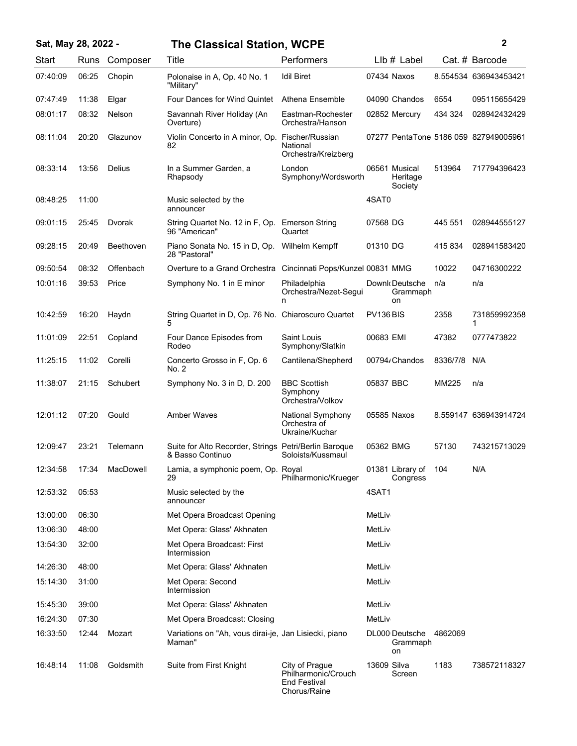| Start | Runs | Composer | Title | Performers | LIb # | Label | Cat. # | Barcode |
|---|---|---|---|---|---|---|---|---|
| 07:40:09 | 06:25 | Chopin | Polonaise in A, Op. 40 No. 1 "Military" | Idil Biret | 07434 | Naxos | 8.554534 | 636943453421 |
| 07:47:49 | 11:38 | Elgar | Four Dances for Wind Quintet | Athena Ensemble | 04090 | Chandos | 6554 | 095115655429 |
| 08:01:17 | 08:32 | Nelson | Savannah River Holiday (An Overture) | Eastman-Rochester Orchestra/Hanson | 02852 | Mercury | 434 324 | 028942432429 |
| 08:11:04 | 20:20 | Glazunov | Violin Concerto in A minor, Op. 82 | Fischer/Russian National Orchestra/Kreizberg | 07277 | PentaTone | 5186 059 | 827949005961 |
| 08:33:14 | 13:56 | Delius | In a Summer Garden, a Rhapsody | London Symphony/Wordsworth | 06561 | Musical Heritage Society | 513964 | 717794396423 |
| 08:48:25 | 11:00 | | Music selected by the announcer | | 4SAT0 | | | |
| 09:01:15 | 25:45 | Dvorak | String Quartet No. 12 in F, Op. 96 "American" | Emerson String Quartet | 07568 | DG | 445 551 | 028944555127 |
| 09:28:15 | 20:49 | Beethoven | Piano Sonata No. 15 in D, Op. 28 "Pastoral" | Wilhelm Kempff | 01310 | DG | 415 834 | 028941583420 |
| 09:50:54 | 08:32 | Offenbach | Overture to a Grand Orchestra | Cincinnati Pops/Kunzel | 00831 | MMG | 10022 | 04716300222 |
| 10:01:16 | 39:53 | Price | Symphony No. 1 in E minor | Philadelphia Orchestra/Nezet-Seguin | Downl | Deutsche Grammophon | n/a | n/a |
| 10:42:59 | 16:20 | Haydn | String Quartet in D, Op. 76 No. 5 | Chiaroscuro Quartet | PV136 | BIS | 2358 | 7318599923581 |
| 11:01:09 | 22:51 | Copland | Four Dance Episodes from Rodeo | Saint Louis Symphony/Slatkin | 00683 | EMI | 47382 | 0777473822 |
| 11:25:15 | 11:02 | Corelli | Concerto Grosso in F, Op. 6 No. 2 | Cantilena/Shepherd | 00794/ | Chandos | 8336/7/8 | N/A |
| 11:38:07 | 21:15 | Schubert | Symphony No. 3 in D, D. 200 | BBC Scottish Symphony Orchestra/Volkov | 05837 | BBC | MM225 | n/a |
| 12:01:12 | 07:20 | Gould | Amber Waves | National Symphony Orchestra of Ukraine/Kuchar | 05585 | Naxos | 8.559147 | 636943914724 |
| 12:09:47 | 23:21 | Telemann | Suite for Alto Recorder, Strings & Basso Continuo | Petri/Berlin Baroque Soloists/Kussmaul | 05362 | BMG | 57130 | 743215713029 |
| 12:34:58 | 17:34 | MacDowell | Lamia, a symphonic poem, Op. 29 | Royal Philharmonic/Krueger | 01381 | Library of Congress | 104 | N/A |
| 12:53:32 | 05:53 | | Music selected by the announcer | | 4SAT1 | | | |
| 13:00:00 | 06:30 | | Met Opera Broadcast Opening | | MetLiv | | | |
| 13:06:30 | 48:00 | | Met Opera: Glass' Akhnaten | | MetLiv | | | |
| 13:54:30 | 32:00 | | Met Opera Broadcast: First Intermission | | MetLiv | | | |
| 14:26:30 | 48:00 | | Met Opera: Glass' Akhnaten | | MetLiv | | | |
| 15:14:30 | 31:00 | | Met Opera: Second Intermission | | MetLiv | | | |
| 15:45:30 | 39:00 | | Met Opera: Glass' Akhnaten | | MetLiv | | | |
| 16:24:30 | 07:30 | | Met Opera Broadcast: Closing | | MetLiv | | | |
| 16:33:50 | 12:44 | Mozart | Variations on "Ah, vous dirai-je, Maman" | Jan Lisiecki, piano | DL000 | Deutsche Grammophon | 4862069 | |
| 16:48:14 | 11:08 | Goldsmith | Suite from First Knight | City of Prague Philharmonic/Crouch End Festival Chorus/Raine | 13609 | Silva Screen | 1183 | 738572118327 |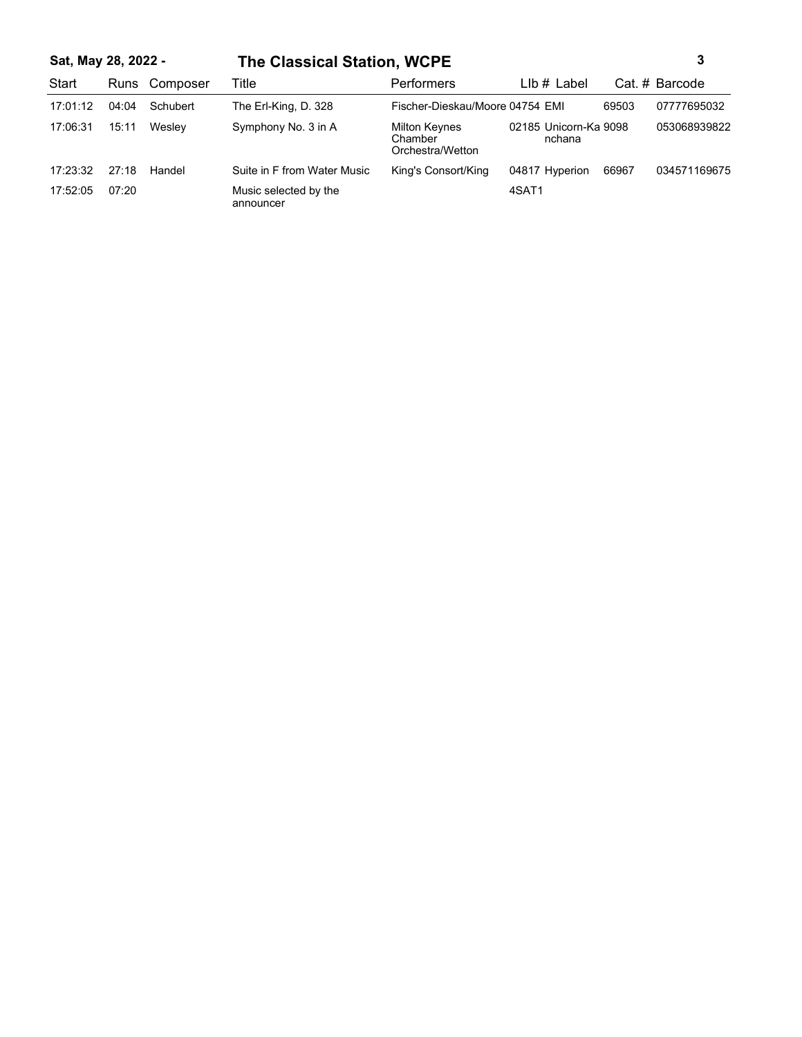**Sat, May 28, 2022 -** **The Classical Station, WCPE**

| Start | Runs | Composer | Title | Performers | Llb # | Label | Cat. # | Barcode |
|---|---|---|---|---|---|---|---|---|
| 17:01:12 | 04:04 | Schubert | The Erl-King, D. 328 | Fischer-Dieskau/Moore | 04754 | EMI | 69503 | 07777695032 |
| 17:06:31 | 15:11 | Wesley | Symphony No. 3 in A | Milton Keynes Chamber Orchestra/Wetton | 02185 | Unicorn-Kanchana | 9098 | 053068939822 |
| 17:23:32 | 27:18 | Handel | Suite in F from Water Music | King's Consort/King | 04817 | Hyperion | 66967 | 034571169675 |
| 17:52:05 | 07:20 | | Music selected by the announcer | | 4SAT1 | | | |